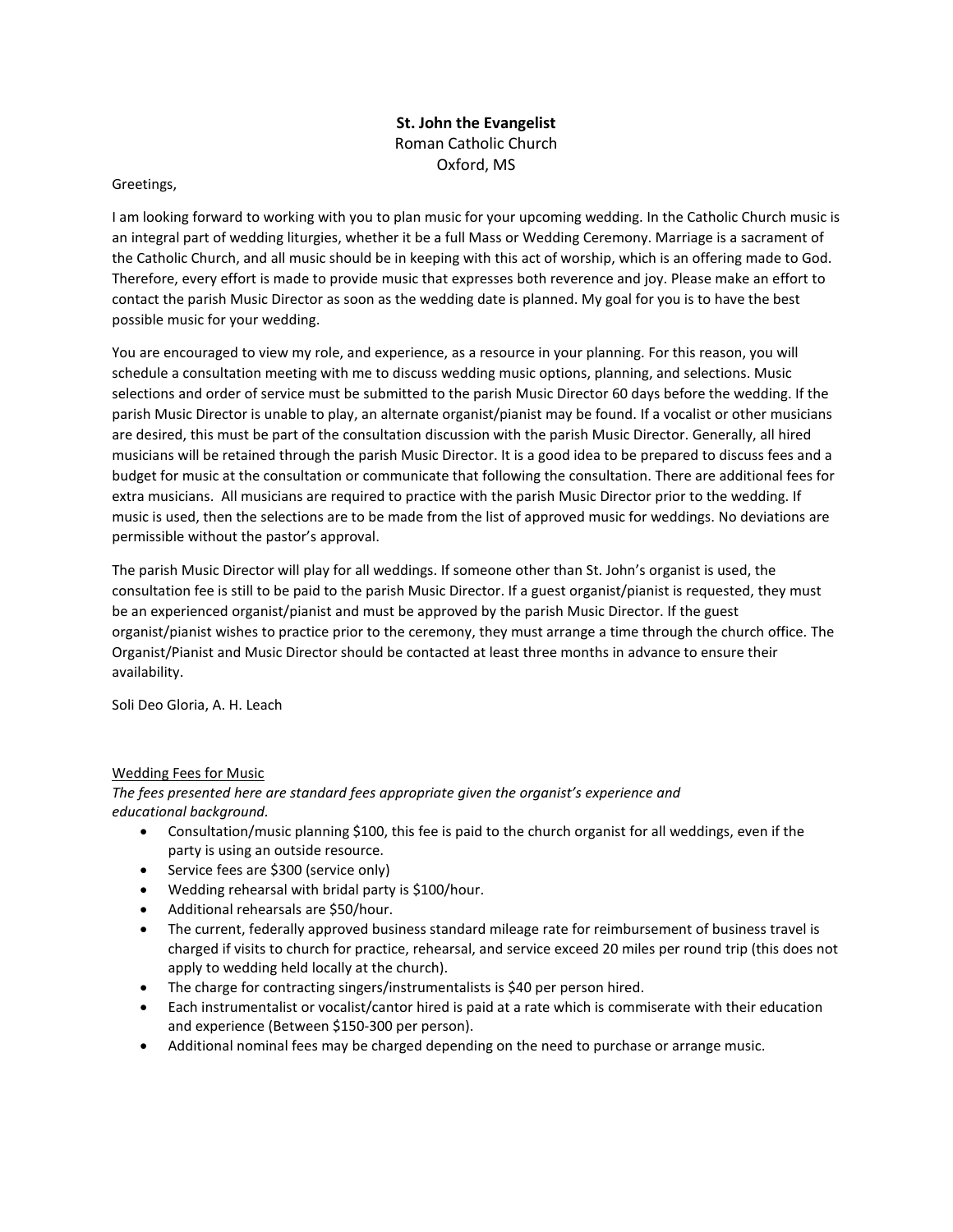**St. John the Evangelist**
Roman Catholic Church
Oxford, MS

Greetings,

I am looking forward to working with you to plan music for your upcoming wedding. In the Catholic Church music is an integral part of wedding liturgies, whether it be a full Mass or Wedding Ceremony. Marriage is a sacrament of the Catholic Church, and all music should be in keeping with this act of worship, which is an offering made to God. Therefore, every effort is made to provide music that expresses both reverence and joy. Please make an effort to contact the parish Music Director as soon as the wedding date is planned. My goal for you is to have the best possible music for your wedding.

You are encouraged to view my role, and experience, as a resource in your planning. For this reason, you will schedule a consultation meeting with me to discuss wedding music options, planning, and selections. Music selections and order of service must be submitted to the parish Music Director 60 days before the wedding. If the parish Music Director is unable to play, an alternate organist/pianist may be found. If a vocalist or other musicians are desired, this must be part of the consultation discussion with the parish Music Director. Generally, all hired musicians will be retained through the parish Music Director. It is a good idea to be prepared to discuss fees and a budget for music at the consultation or communicate that following the consultation. There are additional fees for extra musicians. All musicians are required to practice with the parish Music Director prior to the wedding. If music is used, then the selections are to be made from the list of approved music for weddings. No deviations are permissible without the pastor's approval.

The parish Music Director will play for all weddings. If someone other than St. John's organist is used, the consultation fee is still to be paid to the parish Music Director. If a guest organist/pianist is requested, they must be an experienced organist/pianist and must be approved by the parish Music Director. If the guest organist/pianist wishes to practice prior to the ceremony, they must arrange a time through the church office. The Organist/Pianist and Music Director should be contacted at least three months in advance to ensure their availability.

Soli Deo Gloria, A. H. Leach

<u>Wedding Fees for Music</u>

*The fees presented here are standard fees appropriate given the organist's experience and educational background.*

- Consultation/music planning $100, this fee is paid to the church organist for all weddings, even if the party is using an outside resource.
- Service fees are $300 (service only)
- Wedding rehearsal with bridal party is $100/hour.
- Additional rehearsals are $50/hour.
- The current, federally approved business standard mileage rate for reimbursement of business travel is charged if visits to church for practice, rehearsal, and service exceed 20 miles per round trip (this does not apply to wedding held locally at the church).
- The charge for contracting singers/instrumentalists is $40 per person hired.
- Each instrumentalist or vocalist/cantor hired is paid at a rate which is commiserate with their education and experience (Between $150-300 per person).
- Additional nominal fees may be charged depending on the need to purchase or arrange music.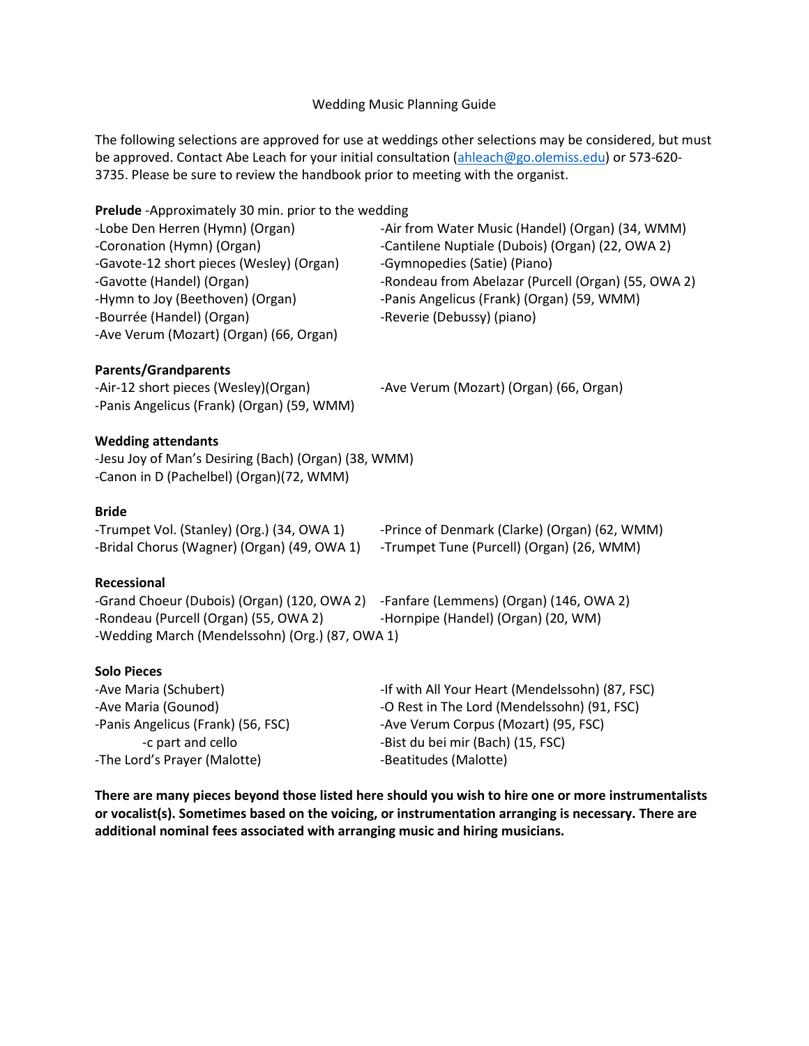# Wedding Music Planning Guide

The following selections are approved for use at weddings other selections may be considered, but must be approved. Contact Abe Leach for your initial consultation ([ahleach@go.olemiss.edu](mailto:ahleach@go.olemiss.edu)) or 573-620-3735. Please be sure to review the handbook prior to meeting with the organist.

**Prelude** -Approximately 30 min. prior to the wedding

- -Lobe Den Herren (Hymn) (Organ)
- -Coronation (Hymn) (Organ)
- -Gavote-12 short pieces (Wesley) (Organ)
- -Gavotte (Handel) (Organ)
- -Hymn to Joy (Beethoven) (Organ)
- -Bourrée (Handel) (Organ)
- -Ave Verum (Mozart) (Organ) (66, Organ)
- -Air from Water Music (Handel) (Organ) (34, WMM)
- -Cantilene Nuptiale (Dubois) (Organ) (22, OWA 2)
- -Gymnopedies (Satie) (Piano)
- -Rondeau from Abelazar (Purcell (Organ) (55, OWA 2)
- -Panis Angelicus (Frank) (Organ) (59, WMM)
- -Reverie (Debussy) (piano)

**Parents/Grandparents**

- -Air-12 short pieces (Wesley)(Organ)
- -Panis Angelicus (Frank) (Organ) (59, WMM)
- -Ave Verum (Mozart) (Organ) (66, Organ)

**Wedding attendants**

- -Jesu Joy of Man's Desiring (Bach) (Organ) (38, WMM)
- -Canon in D (Pachelbel) (Organ)(72, WMM)

**Bride**

- -Trumpet Vol. (Stanley) (Org.) (34, OWA 1)
- -Bridal Chorus (Wagner) (Organ) (49, OWA 1)
- -Prince of Denmark (Clarke) (Organ) (62, WMM)
- -Trumpet Tune (Purcell) (Organ) (26, WMM)

**Recessional**

- -Grand Choeur (Dubois) (Organ) (120, OWA 2)
- -Rondeau (Purcell (Organ) (55, OWA 2)
- -Wedding March (Mendelssohn) (Org.) (87, OWA 1)
- -Fanfare (Lemmens) (Organ) (146, OWA 2)
- -Hornpipe (Handel) (Organ) (20, WM)

**Solo Pieces**

- -Ave Maria (Schubert)
- -Ave Maria (Gounod)
- -Panis Angelicus (Frank) (56, FSC)
  - -c part and cello
- -The Lord's Prayer (Malotte)
- -If with All Your Heart (Mendelssohn) (87, FSC)
- -O Rest in The Lord (Mendelssohn) (91, FSC)
- -Ave Verum Corpus (Mozart) (95, FSC)
- -Bist du bei mir (Bach) (15, FSC)
- -Beatitudes (Malotte)

**There are many pieces beyond those listed here should you wish to hire one or more instrumentalists or vocalist(s). Sometimes based on the voicing, or instrumentation arranging is necessary. There are additional nominal fees associated with arranging music and hiring musicians.**